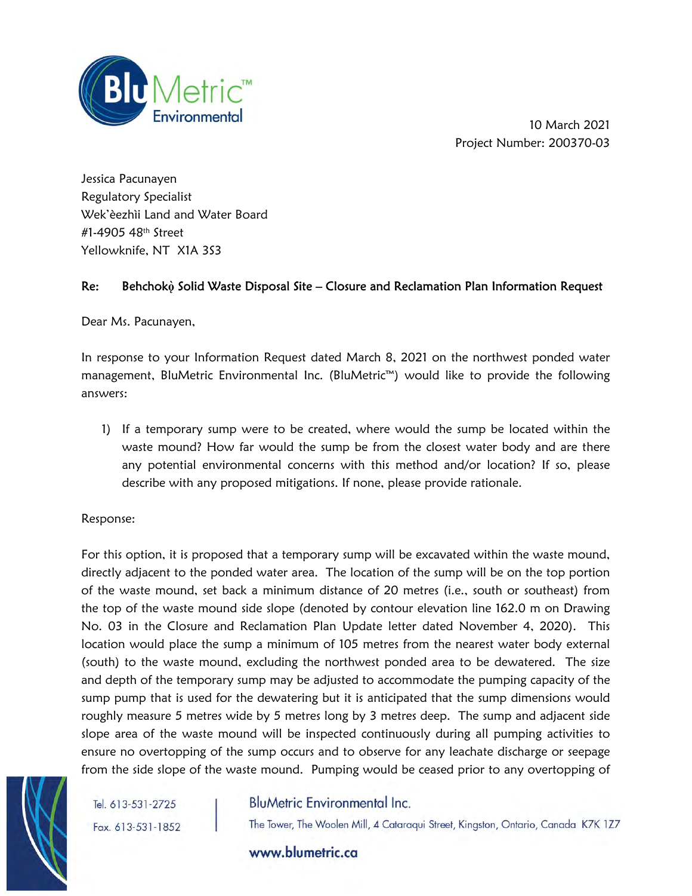10 March 2021

Project Number: 200370-03

Jessica Pacunayen
Regulatory Specialist
Wek'èezhìi Land and Water Board
#1-4905 48th Street
Yellowknife, NT X1A 3S3

**Re: Behchokǫ̀ Solid Waste Disposal Site – Closure and Reclamation Plan Information Request**

Dear Ms. Pacunayen,

In response to your Information Request dated March 8, 2021 on the northwest ponded water management, BluMetric Environmental Inc. (BluMetric™) would like to provide the following answers:

1) If a temporary sump were to be created, where would the sump be located within the waste mound? How far would the sump be from the closest water body and are there any potential environmental concerns with this method and/or location? If so, please describe with any proposed mitigations. If none, please provide rationale.

Response:

For this option, it is proposed that a temporary sump will be excavated within the waste mound, directly adjacent to the ponded water area. The location of the sump will be on the top portion of the waste mound, set back a minimum distance of 20 metres (i.e., south or southeast) from the top of the waste mound side slope (denoted by contour elevation line 162.0 m on Drawing No. 03 in the Closure and Reclamation Plan Update letter dated November 4, 2020). This location would place the sump a minimum of 105 metres from the nearest water body external (south) to the waste mound, excluding the northwest ponded area to be dewatered. The size and depth of the temporary sump may be adjusted to accommodate the pumping capacity of the sump pump that is used for the dewatering but it is anticipated that the sump dimensions would roughly measure 5 metres wide by 5 metres long by 3 metres deep. The sump and adjacent side slope area of the waste mound will be inspected continuously during all pumping activities to ensure no overtopping of the sump occurs and to observe for any leachate discharge or seepage from the side slope of the waste mound. Pumping would be ceased prior to any overtopping of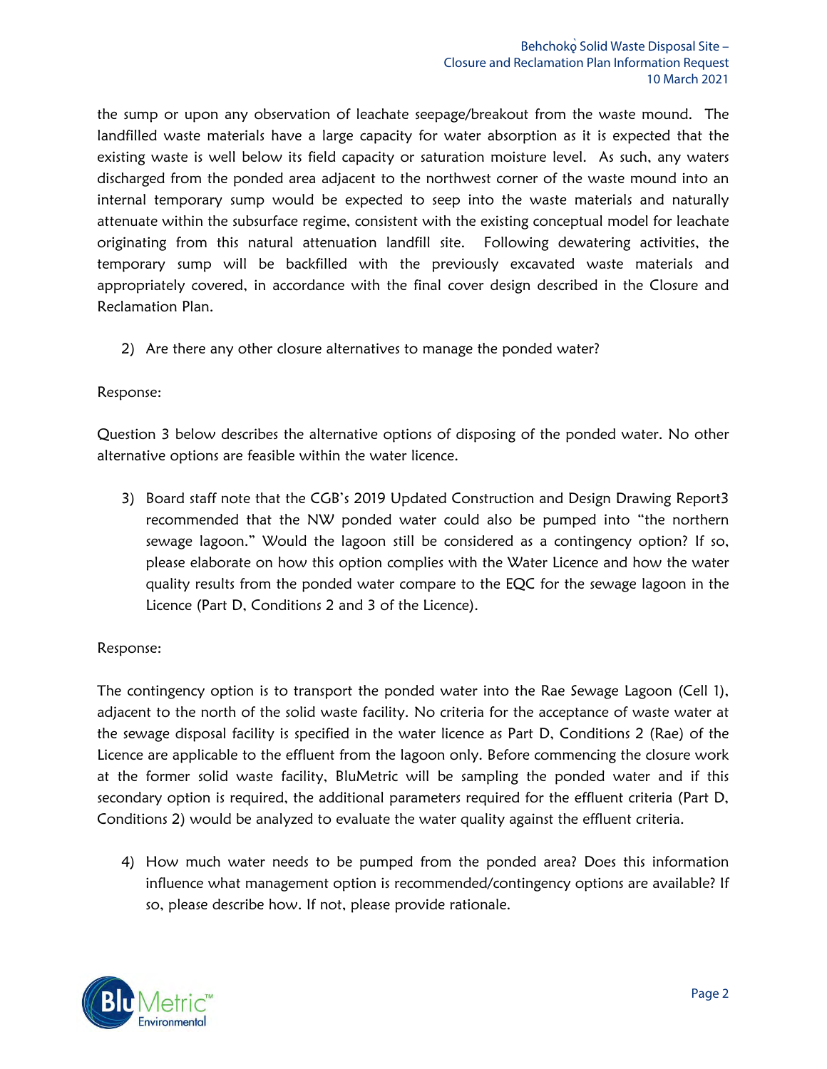the sump or upon any observation of leachate seepage/breakout from the waste mound. The landfilled waste materials have a large capacity for water absorption as it is expected that the existing waste is well below its field capacity or saturation moisture level. As such, any waters discharged from the ponded area adjacent to the northwest corner of the waste mound into an internal temporary sump would be expected to seep into the waste materials and naturally attenuate within the subsurface regime, consistent with the existing conceptual model for leachate originating from this natural attenuation landfill site. Following dewatering activities, the temporary sump will be backfilled with the previously excavated waste materials and appropriately covered, in accordance with the final cover design described in the Closure and Reclamation Plan.

2) Are there any other closure alternatives to manage the ponded water?

Response:

Question 3 below describes the alternative options of disposing of the ponded water. No other alternative options are feasible within the water licence.

3) Board staff note that the CGB's 2019 Updated Construction and Design Drawing Report3 recommended that the NW ponded water could also be pumped into "the northern sewage lagoon." Would the lagoon still be considered as a contingency option? If so, please elaborate on how this option complies with the Water Licence and how the water quality results from the ponded water compare to the EQC for the sewage lagoon in the Licence (Part D, Conditions 2 and 3 of the Licence).

Response:

The contingency option is to transport the ponded water into the Rae Sewage Lagoon (Cell 1), adjacent to the north of the solid waste facility. No criteria for the acceptance of waste water at the sewage disposal facility is specified in the water licence as Part D, Conditions 2 (Rae) of the Licence are applicable to the effluent from the lagoon only. Before commencing the closure work at the former solid waste facility, BluMetric will be sampling the ponded water and if this secondary option is required, the additional parameters required for the effluent criteria (Part D, Conditions 2) would be analyzed to evaluate the water quality against the effluent criteria.

4) How much water needs to be pumped from the ponded area? Does this information influence what management option is recommended/contingency options are available? If so, please describe how. If not, please provide rationale.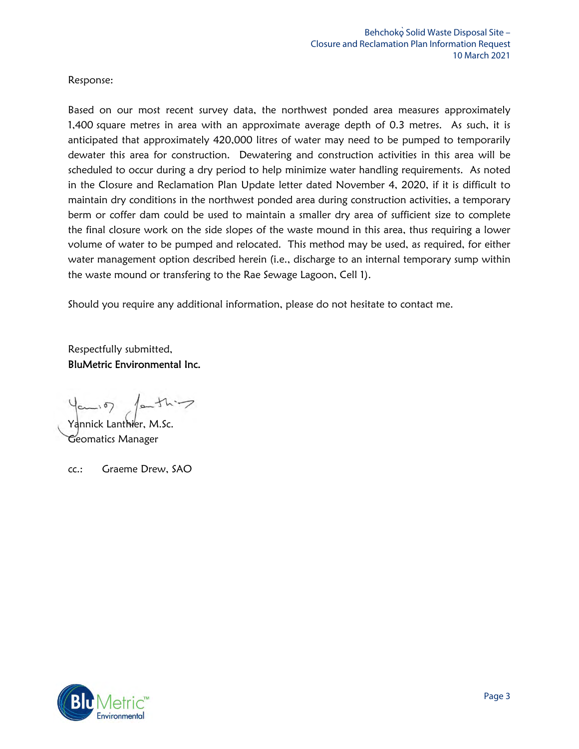Response:

Based on our most recent survey data, the northwest ponded area measures approximately 1,400 square metres in area with an approximate average depth of 0.3 metres. As such, it is anticipated that approximately 420,000 litres of water may need to be pumped to temporarily dewater this area for construction. Dewatering and construction activities in this area will be scheduled to occur during a dry period to help minimize water handling requirements. As noted in the Closure and Reclamation Plan Update letter dated November 4, 2020, if it is difficult to maintain dry conditions in the northwest ponded area during construction activities, a temporary berm or coffer dam could be used to maintain a smaller dry area of sufficient size to complete the final closure work on the side slopes of the waste mound in this area, thus requiring a lower volume of water to be pumped and relocated. This method may be used, as required, for either water management option described herein (i.e., discharge to an internal temporary sump within the waste mound or transfering to the Rae Sewage Lagoon, Cell 1).

Should you require any additional information, please do not hesitate to contact me.

Respectfully submitted,
**BluMetric Environmental Inc.**

Yannick Lanthier, M.Sc.
Geomatics Manager

cc.: Graeme Drew, SAO